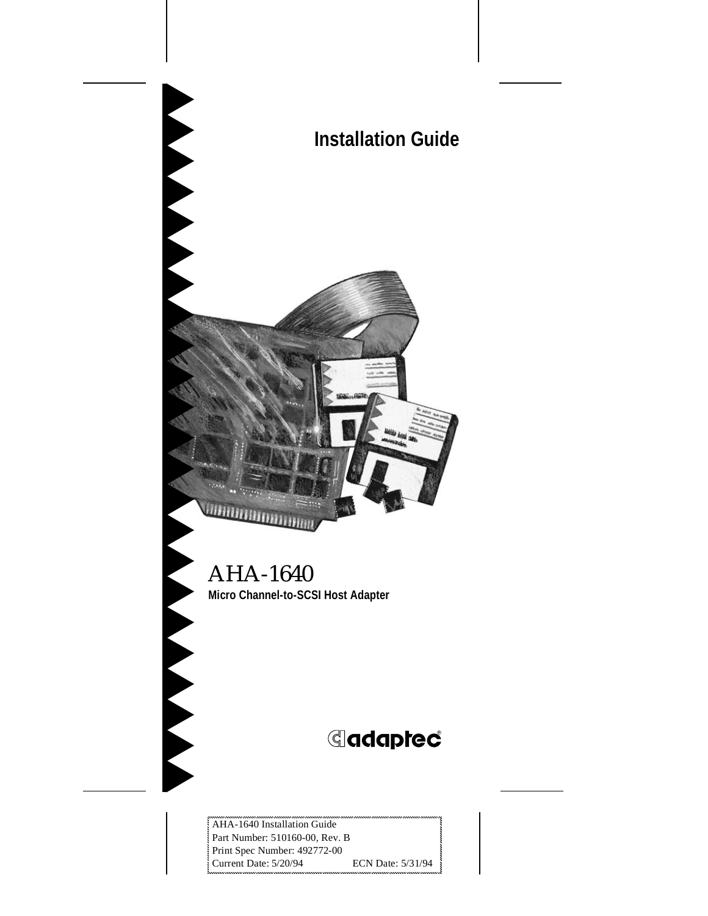# Installation Guide

# AHA-1640

**Micro Channel-to-SCSI Host Adapter**

adaptec®

AHA-1640 Installation Guide
Part Number: 510160-00, Rev. B
Print Spec Number: 492772-00
Current Date: 5/20/94    ECN Date: 5/31/94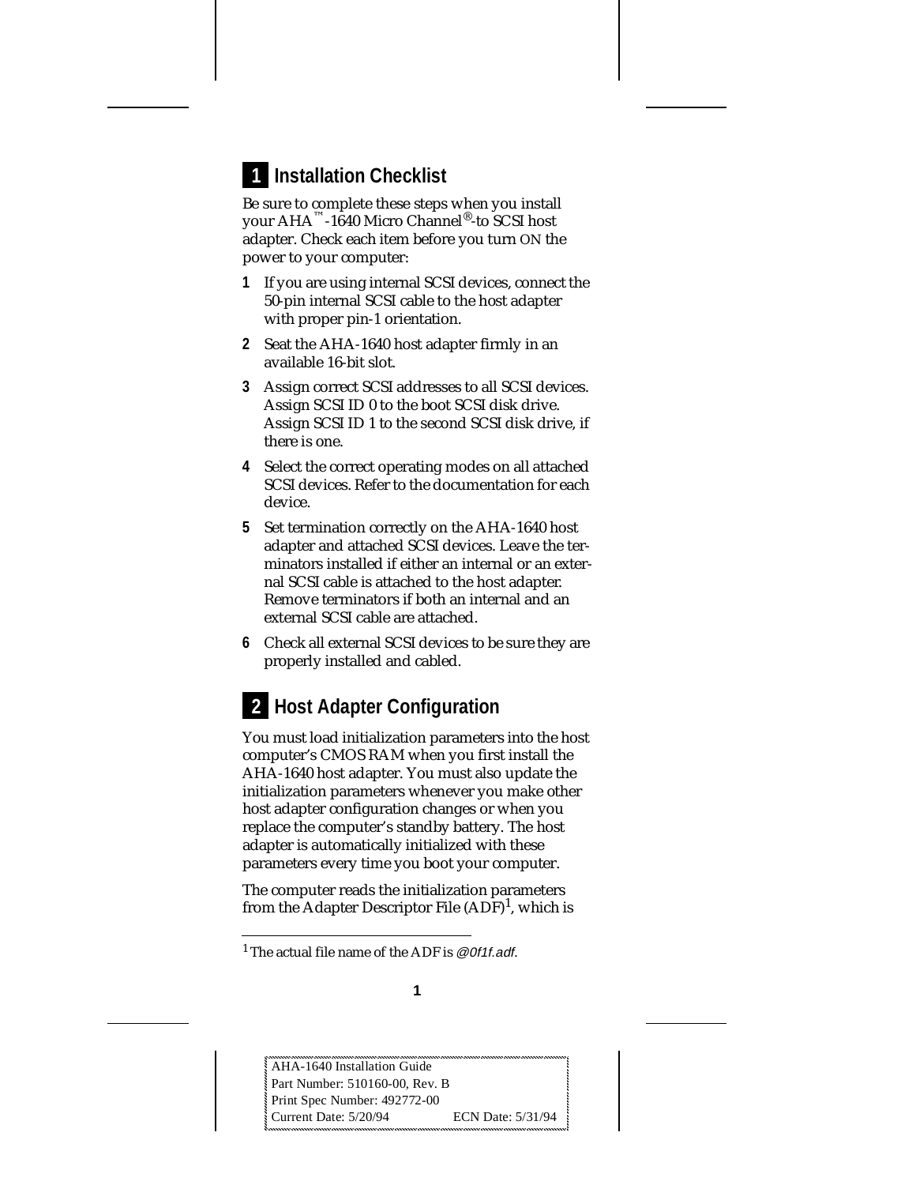## 1 Installation Checklist

Be sure to complete these steps when you install your AHA™-1640 Micro Channel®-to SCSI host adapter. Check each item before you turn ON the power to your computer:

1. If you are using internal SCSI devices, connect the 50-pin internal SCSI cable to the host adapter with proper pin-1 orientation.
2. Seat the AHA-1640 host adapter firmly in an available 16-bit slot.
3. Assign correct SCSI addresses to all SCSI devices. Assign SCSI ID 0 to the boot SCSI disk drive. Assign SCSI ID 1 to the second SCSI disk drive, if there is one.
4. Select the correct operating modes on all attached SCSI devices. Refer to the documentation for each device.
5. Set termination correctly on the AHA-1640 host adapter and attached SCSI devices. Leave the terminators installed if either an internal or an external SCSI cable is attached to the host adapter. Remove terminators if both an internal and an external SCSI cable are attached.
6. Check all external SCSI devices to be sure they are properly installed and cabled.

## 2 Host Adapter Configuration

You must load initialization parameters into the host computer's CMOS RAM when you first install the AHA-1640 host adapter. You must also update the initialization parameters whenever you make other host adapter configuration changes or when you replace the computer's standby battery. The host adapter is automatically initialized with these parameters every time you boot your computer.

The computer reads the initialization parameters from the Adapter Descriptor File (ADF)[1], which is

[1] The actual file name of the ADF is *@0f1f.adf*.

AHA-1640 Installation Guide
Part Number: 510160-00, Rev. B
Print Spec Number: 492772-00
Current Date: 5/20/94 ECN Date: 5/31/94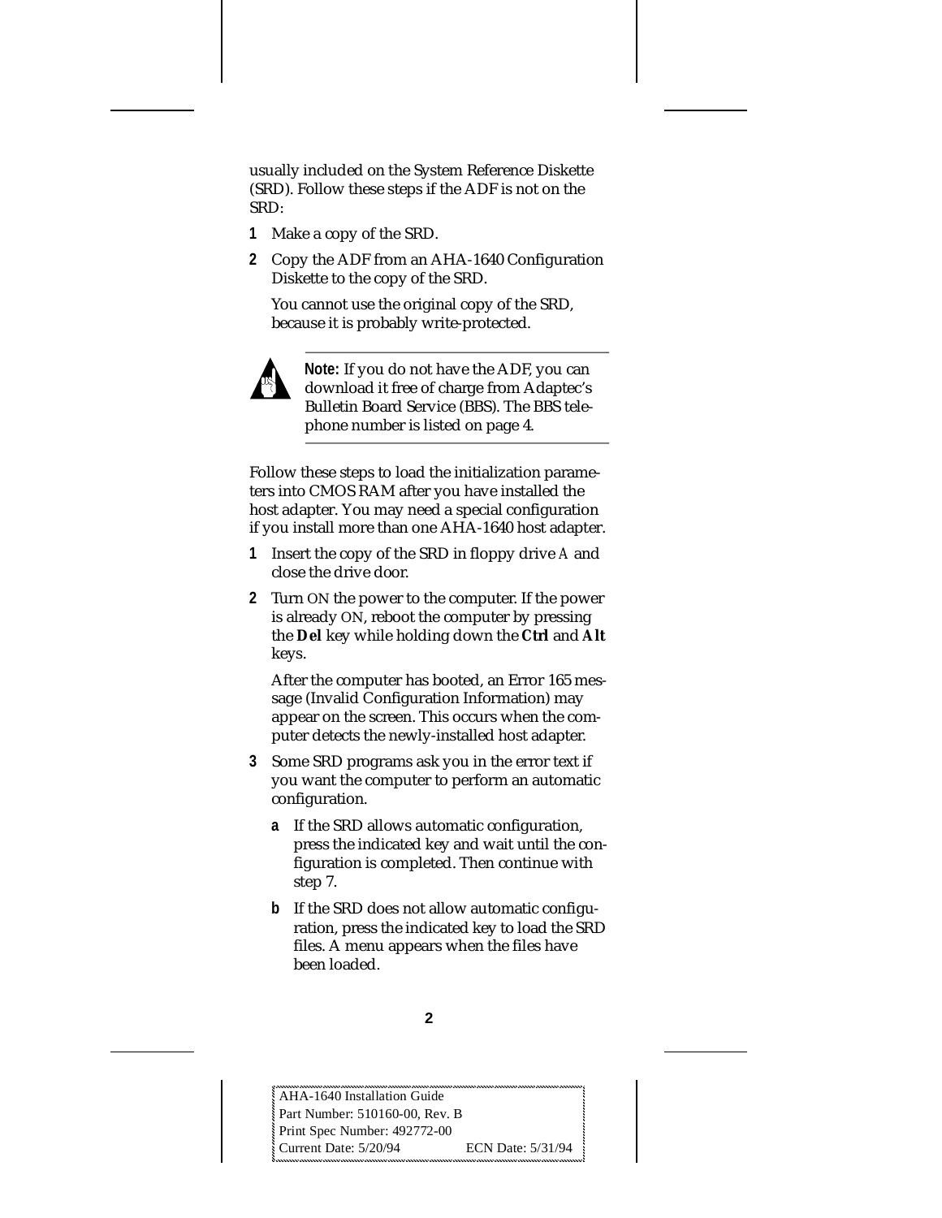usually included on the System Reference Diskette (SRD). Follow these steps if the ADF is not on the SRD:

1. Make a copy of the SRD.
2. Copy the ADF from an AHA-1640 Configuration Diskette to the copy of the SRD.

   You cannot use the original copy of the SRD, because it is probably write-protected.

---

**Note:** If you do not have the ADF, you can download it free of charge from Adaptec's Bulletin Board Service (BBS). The BBS telephone number is listed on page 4.

---

Follow these steps to load the initialization parameters into CMOS RAM after you have installed the host adapter. You may need a special configuration if you install more than one AHA-1640 host adapter.

1. Insert the copy of the SRD in floppy drive *A* and close the drive door.
2. Turn ON the power to the computer. If the power is already ON, reboot the computer by pressing the **Del** key while holding down the **Ctrl** and **Alt** keys.

   After the computer has booted, an Error 165 message (Invalid Configuration Information) may appear on the screen. This occurs when the computer detects the newly-installed host adapter.

3. Some SRD programs ask you in the error text if you want the computer to perform an automatic configuration.
   - **a** If the SRD allows automatic configuration, press the indicated key and wait until the configuration is completed. Then continue with step 7.
   - **b** If the SRD does not allow automatic configuration, press the indicated key to load the SRD files. A menu appears when the files have been loaded.

AHA-1640 Installation Guide
Part Number: 510160-00, Rev. B
Print Spec Number: 492772-00
Current Date: 5/20/94 ECN Date: 5/31/94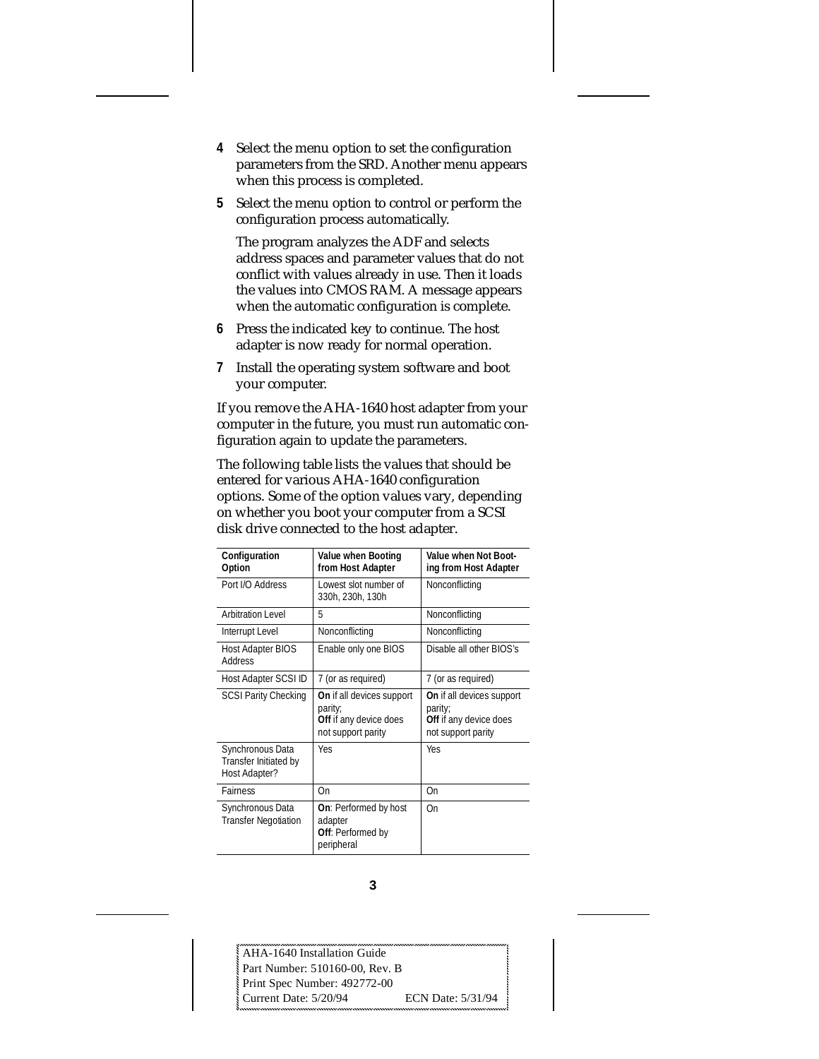4. Select the menu option to set the configuration parameters from the SRD. Another menu appears when this process is completed.
5. Select the menu option to control or perform the configuration process automatically.

   The program analyzes the ADF and selects address spaces and parameter values that do not conflict with values already in use. Then it loads the values into CMOS RAM. A message appears when the automatic configuration is complete.
6. Press the indicated key to continue. The host adapter is now ready for normal operation.
7. Install the operating system software and boot your computer.

If you remove the AHA-1640 host adapter from your computer in the future, you must run automatic configuration again to update the parameters.

The following table lists the values that should be entered for various AHA-1640 configuration options. Some of the option values vary, depending on whether you boot your computer from a SCSI disk drive connected to the host adapter.

| Configuration Option | Value when Booting from Host Adapter | Value when Not Booting from Host Adapter |
|---|---|---|
| Port I/O Address | Lowest slot number of 330h, 230h, 130h | Nonconflicting |
| Arbitration Level | 5 | Nonconflicting |
| Interrupt Level | Nonconflicting | Nonconflicting |
| Host Adapter BIOS Address | Enable only one BIOS | Disable all other BIOS's |
| Host Adapter SCSI ID | 7 (or as required) | 7 (or as required) |
| SCSI Parity Checking | **On** if all devices support parity; **Off** if any device does not support parity | **On** if all devices support parity; **Off** if any device does not support parity |
| Synchronous Data Transfer Initiated by Host Adapter? | Yes | Yes |
| Fairness | On | On |
| Synchronous Data Transfer Negotiation | **On**: Performed by host adapter **Off**: Performed by peripheral | On |

AHA-1640 Installation Guide
Part Number: 510160-00, Rev. B
Print Spec Number: 492772-00
Current Date: 5/20/94 ECN Date: 5/31/94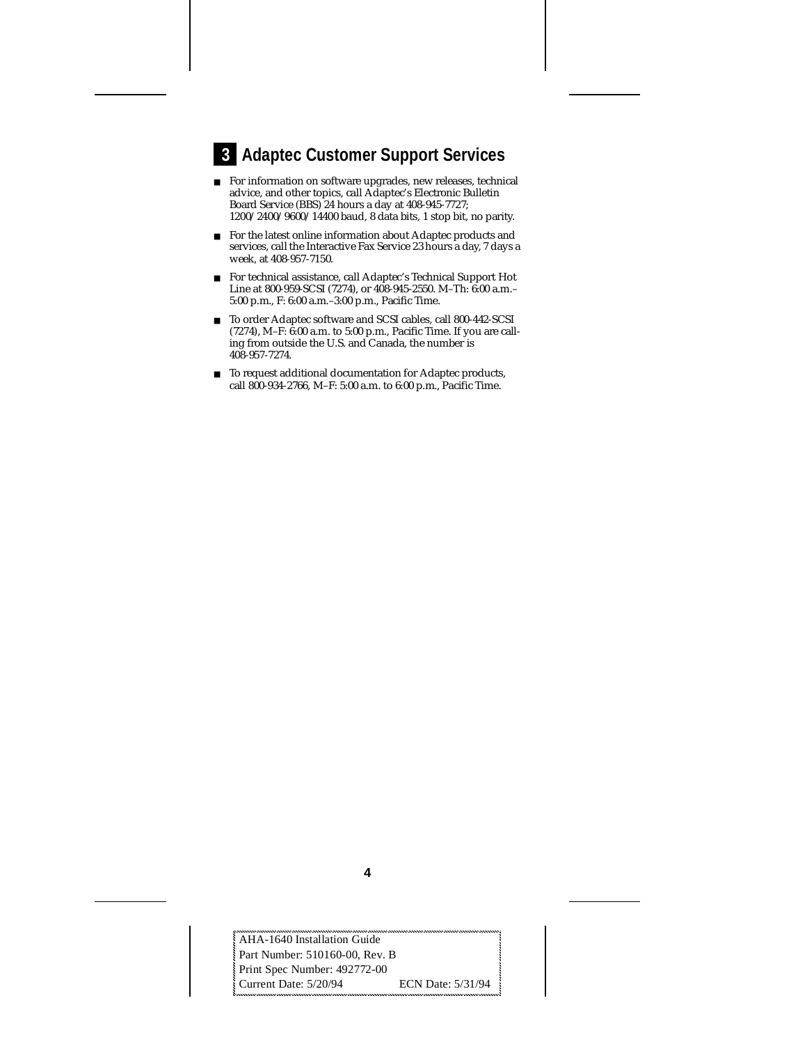## 3 Adaptec Customer Support Services

- For information on software upgrades, new releases, technical advice, and other topics, call Adaptec's Electronic Bulletin Board Service (BBS) 24 hours a day at 408-945-7727; 1200/2400/9600/14400 baud, 8 data bits, 1 stop bit, no parity.
- For the latest online information about Adaptec products and services, call the Interactive Fax Service 23 hours a day, 7 days a week, at 408-957-7150.
- For technical assistance, call Adaptec's Technical Support Hot Line at 800-959-SCSI (7274), or 408-945-2550. M–Th: 6:00 a.m.–5:00 p.m., F: 6:00 a.m.–3:00 p.m., Pacific Time.
- To order Adaptec software and SCSI cables, call 800-442-SCSI (7274), M–F: 6:00 a.m. to 5:00 p.m., Pacific Time. If you are calling from outside the U.S. and Canada, the number is 408-957-7274.
- To request additional documentation for Adaptec products, call 800-934-2766, M–F: 5:00 a.m. to 6:00 p.m., Pacific Time.

AHA-1640 Installation Guide
Part Number: 510160-00, Rev. B
Print Spec Number: 492772-00
Current Date: 5/20/94 ECN Date: 5/31/94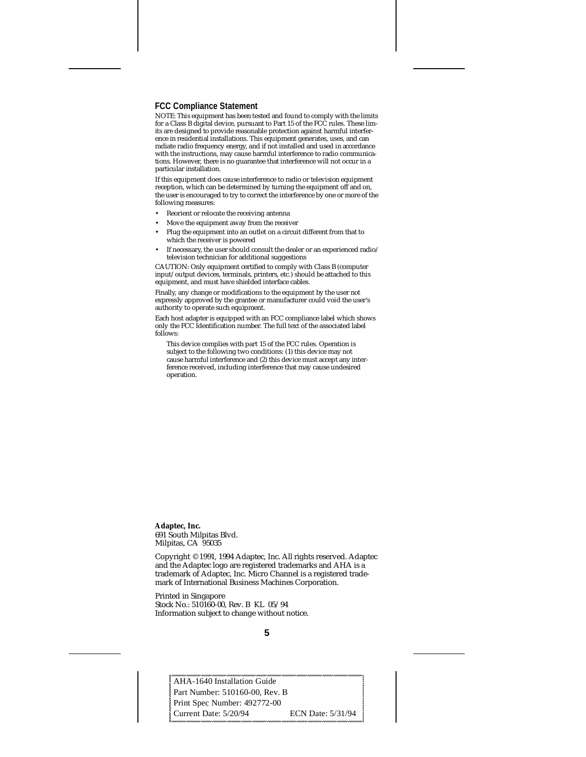## FCC Compliance Statement

NOTE: This equipment has been tested and found to comply with the limits for a Class B digital device, pursuant to Part 15 of the FCC rules. These limits are designed to provide reasonable protection against harmful interference in residential installations. This equipment generates, uses, and can radiate radio frequency energy, and if not installed and used in accordance with the instructions, may cause harmful interference to radio communications. However, there is no guarantee that interference will not occur in a particular installation.

If this equipment does cause interference to radio or television equipment reception, which can be determined by turning the equipment off and on, the user is encouraged to try to correct the interference by one or more of the following measures:

- Reorient or relocate the receiving antenna
- Move the equipment away from the receiver
- Plug the equipment into an outlet on a circuit different from that to which the receiver is powered
- If necessary, the user should consult the dealer or an experienced radio/television technician for additional suggestions

CAUTION: Only equipment certified to comply with Class B (computer input/output devices, terminals, printers, etc.) should be attached to this equipment, and must have shielded interface cables.

Finally, any change or modifications to the equipment by the user not expressly approved by the grantee or manufacturer could void the user's authority to operate such equipment.

Each host adapter is equipped with an FCC compliance label which shows only the FCC Identification number. The full text of the associated label follows:

> This device complies with part 15 of the FCC rules. Operation is subject to the following two conditions: (1) this device may not cause harmful interference and (2) this device must accept any interference received, including interference that may cause undesired operation.

**Adaptec, Inc.**
691 South Milpitas Blvd.
Milpitas, CA 95035

Copyright © 1991, 1994 Adaptec, Inc. All rights reserved. Adaptec and the Adaptec logo are registered trademarks and AHA is a trademark of Adaptec, Inc. Micro Channel is a registered trademark of International Business Machines Corporation.

Printed in Singapore
Stock No.: 510160-00, Rev. B KL 05/94
Information subject to change without notice.

AHA-1640 Installation Guide
Part Number: 510160-00, Rev. B
Print Spec Number: 492772-00
Current Date: 5/20/94 ECN Date: 5/31/94